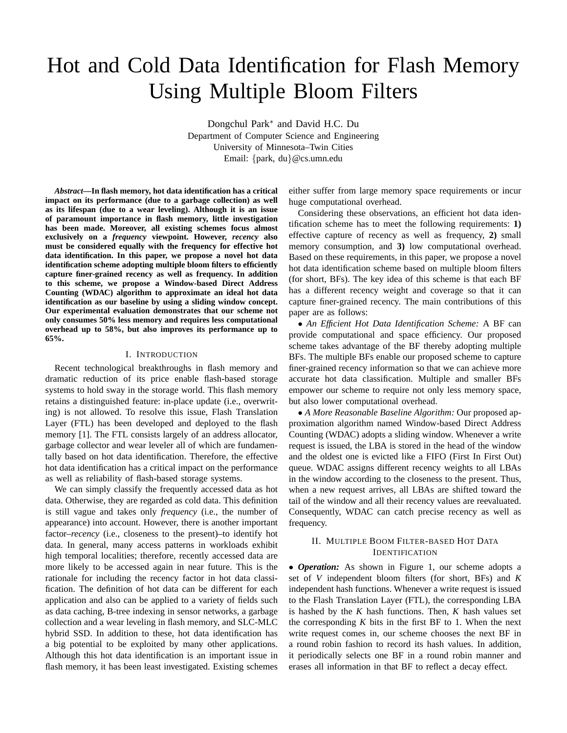# Hot and Cold Data Identification for Flash Memory Using Multiple Bloom Filters

Dongchul Park* and David H.C. Du
Department of Computer Science and Engineering
University of Minnesota–Twin Cities
Email: {park, du}@cs.umn.edu

***Abstract*—In flash memory, hot data identification has a critical impact on its performance (due to a garbage collection) as well as its lifespan (due to a wear leveling). Although it is an issue of paramount importance in flash memory, little investigation has been made. Moreover, all existing schemes focus almost exclusively on a *frequency* viewpoint. However, *recency* also must be considered equally with the frequency for effective hot data identification. In this paper, we propose a novel hot data identification scheme adopting multiple bloom filters to efficiently capture finer-grained recency as well as frequency. In addition to this scheme, we propose a Window-based Direct Address Counting (WDAC) algorithm to approximate an ideal hot data identification as our baseline by using a sliding window concept. Our experimental evaluation demonstrates that our scheme not only consumes 50% less memory and requires less computational overhead up to 58%, but also improves its performance up to 65%.**

## I. Introduction

Recent technological breakthroughs in flash memory and dramatic reduction of its price enable flash-based storage systems to hold sway in the storage world. This flash memory retains a distinguished feature: in-place update (i.e., overwriting) is not allowed. To resolve this issue, Flash Translation Layer (FTL) has been developed and deployed to the flash memory [1]. The FTL consists largely of an address allocator, garbage collector and wear leveler all of which are fundamentally based on hot data identification. Therefore, the effective hot data identification has a critical impact on the performance as well as reliability of flash-based storage systems.

We can simply classify the frequently accessed data as hot data. Otherwise, they are regarded as cold data. This definition is still vague and takes only *frequency* (i.e., the number of appearance) into account. However, there is another important factor–*recency* (i.e., closeness to the present)–to identify hot data. In general, many access patterns in workloads exhibit high temporal localities; therefore, recently accessed data are more likely to be accessed again in near future. This is the rationale for including the recency factor in hot data classification. The definition of hot data can be different for each application and also can be applied to a variety of fields such as data caching, B-tree indexing in sensor networks, a garbage collection and a wear leveling in flash memory, and SLC-MLC hybrid SSD. In addition to these, hot data identification has a big potential to be exploited by many other applications. Although this hot data identification is an important issue in flash memory, it has been least investigated. Existing schemes either suffer from large memory space requirements or incur huge computational overhead.

Considering these observations, an efficient hot data identification scheme has to meet the following requirements: **1)** effective capture of recency as well as frequency, **2)** small memory consumption, and **3)** low computational overhead. Based on these requirements, in this paper, we propose a novel hot data identification scheme based on multiple bloom filters (for short, BFs). The key idea of this scheme is that each BF has a different recency weight and coverage so that it can capture finer-grained recency. The main contributions of this paper are as follows:

- *An Efficient Hot Data Identification Scheme:* A BF can provide computational and space efficiency. Our proposed scheme takes advantage of the BF thereby adopting multiple BFs. The multiple BFs enable our proposed scheme to capture finer-grained recency information so that we can achieve more accurate hot data classification. Multiple and smaller BFs empower our scheme to require not only less memory space, but also lower computational overhead.
- *A More Reasonable Baseline Algorithm:* Our proposed approximation algorithm named Window-based Direct Address Counting (WDAC) adopts a sliding window. Whenever a write request is issued, the LBA is stored in the head of the window and the oldest one is evicted like a FIFO (First In First Out) queue. WDAC assigns different recency weights to all LBAs in the window according to the closeness to the present. Thus, when a new request arrives, all LBAs are shifted toward the tail of the window and all their recency values are reevaluated. Consequently, WDAC can catch precise recency as well as frequency.

## II. Multiple Boom Filter-based Hot Data Identification

- ***Operation:*** As shown in Figure 1, our scheme adopts a set of $V$ independent bloom filters (for short, BFs) and $K$ independent hash functions. Whenever a write request is issued to the Flash Translation Layer (FTL), the corresponding LBA is hashed by the $K$ hash functions. Then, $K$ hash values set the corresponding $K$ bits in the first BF to 1. When the next write request comes in, our scheme chooses the next BF in a round robin fashion to record its hash values. In addition, it periodically selects one BF in a round robin manner and erases all information in that BF to reflect a decay effect.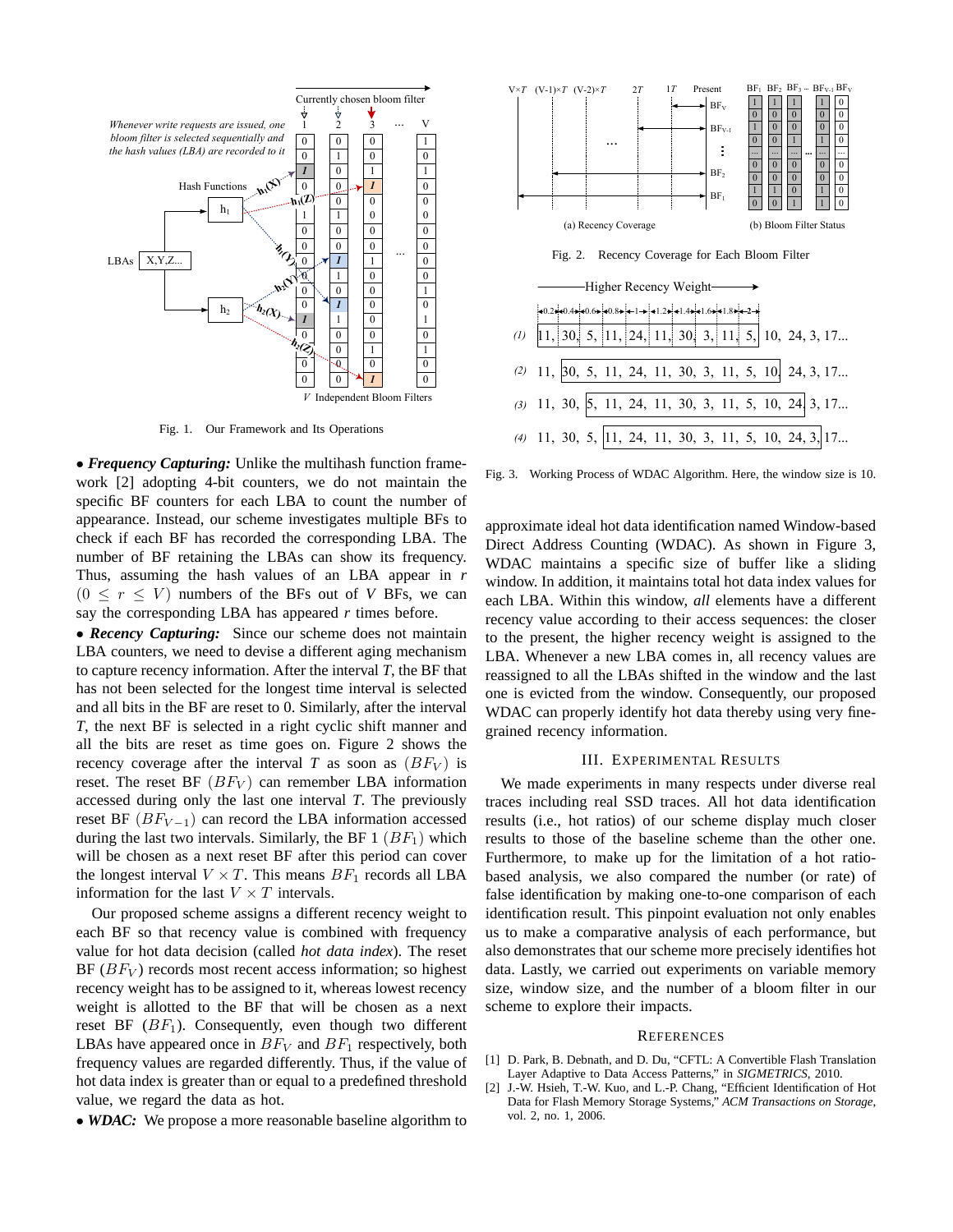Currently chosen bloom filter

Whenever write requests are issued, one bloom filter is selected sequentially and the hash values (LBA) are recorded to it

1 2 3 … V

Hash Functions

$h_1(X)$ $h_1(Z)$ $h_1(Y)$ $h_2(Y)$ $h_2(X)$ $h_2(Z)$

$h_1$

LBAs X,Y,Z...

$h_2$

$V$ Independent Bloom Filters

Fig. 1. Our Framework and Its Operations

$V\times T$ $(V\text{-}1)\times T$ $(V\text{-}2)\times T$ $2T$ $1T$ Present

$BF_V$ $BF_{V-1}$ $BF_2$ $BF_1$

$BF_1$ $BF_2$ $BF_3$ … $BF_{V-1}$ $BF_V$

(a) Recency Coverage

(b) Bloom Filter Status

Fig. 2. Recency Coverage for Each Bloom Filter

Higher Recency Weight

0.2 0.4 0.6 0.8 1 1.2 1.4 1.6 1.8 2

(1) 11, 30, 5, 11, 24, 11, 30, 3, 11, 5, 10, 24, 3, 17...

(2) 11, 30, 5, 11, 24, 11, 30, 3, 11, 5, 10, 24, 3, 17...

(3) 11, 30, 5, 11, 24, 11, 30, 3, 11, 5, 10, 24, 3, 17...

(4) 11, 30, 5, 11, 24, 11, 30, 3, 11, 5, 10, 24, 3, 17...

Fig. 3. Working Process of WDAC Algorithm. Here, the window size is 10.

• ***Frequency Capturing:*** Unlike the multihash function framework [2] adopting 4-bit counters, we do not maintain the specific BF counters for each LBA to count the number of appearance. Instead, our scheme investigates multiple BFs to check if each BF has recorded the corresponding LBA. The number of BF retaining the LBAs can show its frequency. Thus, assuming the hash values of an LBA appear in $r$ $(0 \leq r \leq V)$ numbers of the BFs out of $V$ BFs, we can say the corresponding LBA has appeared $r$ times before.

• ***Recency Capturing:*** Since our scheme does not maintain LBA counters, we need to devise a different aging mechanism to capture recency information. After the interval $T$, the BF that has not been selected for the longest time interval is selected and all bits in the BF are reset to 0. Similarly, after the interval $T$, the next BF is selected in a right cyclic shift manner and all the bits are reset as time goes on. Figure 2 shows the recency coverage after the interval $T$ as soon as $(BF_V)$ is reset. The reset BF $(BF_V)$ can remember LBA information accessed during only the last one interval $T$. The previously reset BF $(BF_{V-1})$ can record the LBA information accessed during the last two intervals. Similarly, the BF 1 $(BF_1)$ which will be chosen as a next reset BF after this period can cover the longest interval $V \times T$. This means $BF_1$ records all LBA information for the last $V \times T$ intervals.

Our proposed scheme assigns a different recency weight to each BF so that recency value is combined with frequency value for hot data decision (called *hot data index*). The reset BF $(BF_V)$ records most recent access information; so highest recency weight has to be assigned to it, whereas lowest recency weight is allotted to the BF that will be chosen as a next reset BF $(BF_1)$. Consequently, even though two different LBAs have appeared once in $BF_V$ and $BF_1$ respectively, both frequency values are regarded differently. Thus, if the value of hot data index is greater than or equal to a predefined threshold value, we regard the data as hot.

• ***WDAC:*** We propose a more reasonable baseline algorithm to approximate ideal hot data identification named Window-based Direct Address Counting (WDAC). As shown in Figure 3, WDAC maintains a specific size of buffer like a sliding window. In addition, it maintains total hot data index values for each LBA. Within this window, *all* elements have a different recency value according to their access sequences: the closer to the present, the higher recency weight is assigned to the LBA. Whenever a new LBA comes in, all recency values are reassigned to all the LBAs shifted in the window and the last one is evicted from the window. Consequently, our proposed WDAC can properly identify hot data thereby using very fine-grained recency information.

## III. Experimental Results

We made experiments in many respects under diverse real traces including real SSD traces. All hot data identification results (i.e., hot ratios) of our scheme display much closer results to those of the baseline scheme than the other one. Furthermore, to make up for the limitation of a hot ratio-based analysis, we also compared the number (or rate) of false identification by making one-to-one comparison of each identification result. This pinpoint evaluation not only enables us to make a comparative analysis of each performance, but also demonstrates that our scheme more precisely identifies hot data. Lastly, we carried out experiments on variable memory size, window size, and the number of a bloom filter in our scheme to explore their impacts.

## References

[1] D. Park, B. Debnath, and D. Du, "CFTL: A Convertible Flash Translation Layer Adaptive to Data Access Patterns," in *SIGMETRICS*, 2010.

[2] J.-W. Hsieh, T.-W. Kuo, and L.-P. Chang, "Efficient Identification of Hot Data for Flash Memory Storage Systems," *ACM Transactions on Storage*, vol. 2, no. 1, 2006.